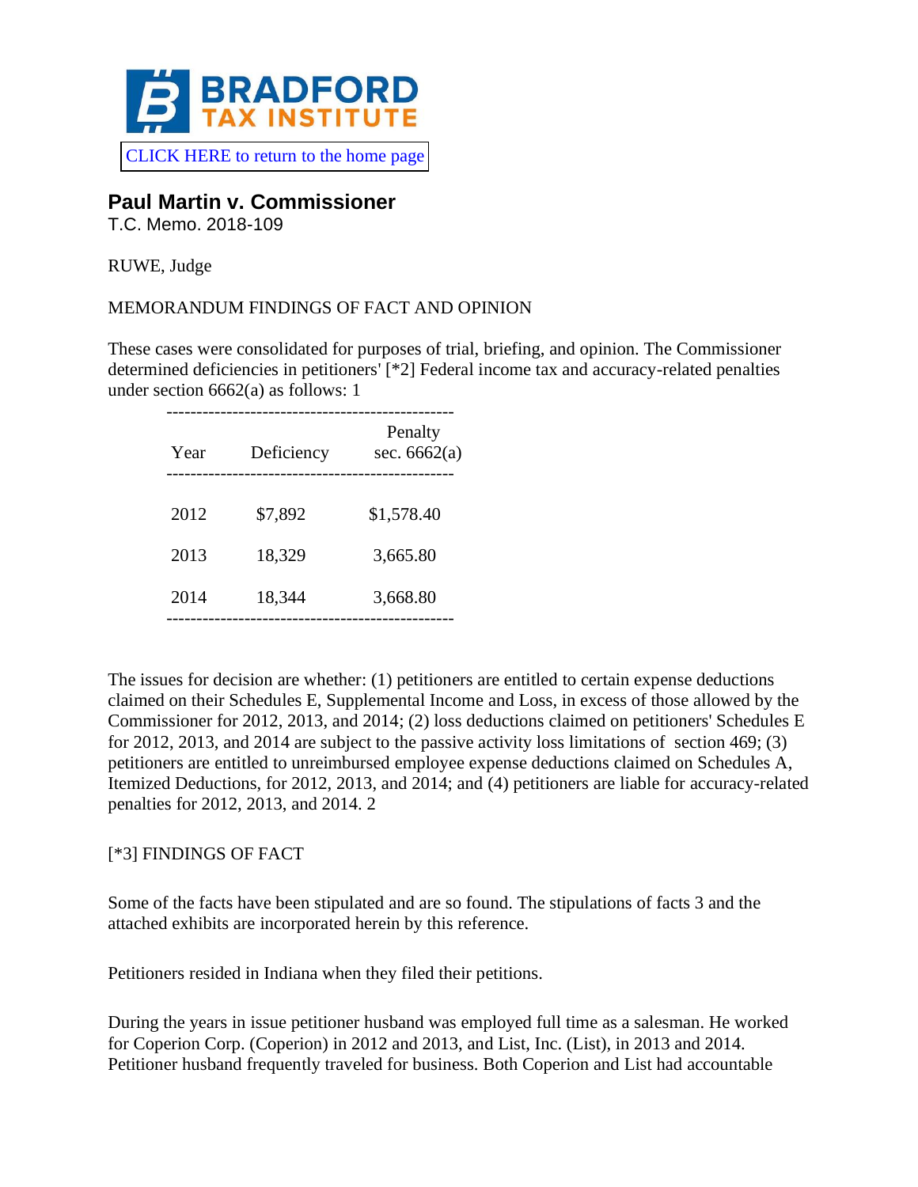BRADFORD TAX INSTITUTE

CLICK HERE to return to the home page

## Paul Martin v. Commissioner

T.C. Memo. 2018-109

RUWE, Judge

MEMORANDUM FINDINGS OF FACT AND OPINION

These cases were consolidated for purposes of trial, briefing, and opinion. The Commissioner determined deficiencies in petitioners' [*2] Federal income tax and accuracy-related penalties under section 6662(a) as follows: 1

| Year | Deficiency | Penalty sec. 6662(a) |
|---|---|---|
| 2012 | $7,892 | $1,578.40 |
| 2013 | 18,329 | 3,665.80 |
| 2014 | 18,344 | 3,668.80 |

The issues for decision are whether: (1) petitioners are entitled to certain expense deductions claimed on their Schedules E, Supplemental Income and Loss, in excess of those allowed by the Commissioner for 2012, 2013, and 2014; (2) loss deductions claimed on petitioners' Schedules E for 2012, 2013, and 2014 are subject to the passive activity loss limitations of section 469; (3) petitioners are entitled to unreimbursed employee expense deductions claimed on Schedules A, Itemized Deductions, for 2012, 2013, and 2014; and (4) petitioners are liable for accuracy-related penalties for 2012, 2013, and 2014. 2

[*3] FINDINGS OF FACT

Some of the facts have been stipulated and are so found. The stipulations of facts 3 and the attached exhibits are incorporated herein by this reference.

Petitioners resided in Indiana when they filed their petitions.

During the years in issue petitioner husband was employed full time as a salesman. He worked for Coperion Corp. (Coperion) in 2012 and 2013, and List, Inc. (List), in 2013 and 2014. Petitioner husband frequently traveled for business. Both Coperion and List had accountable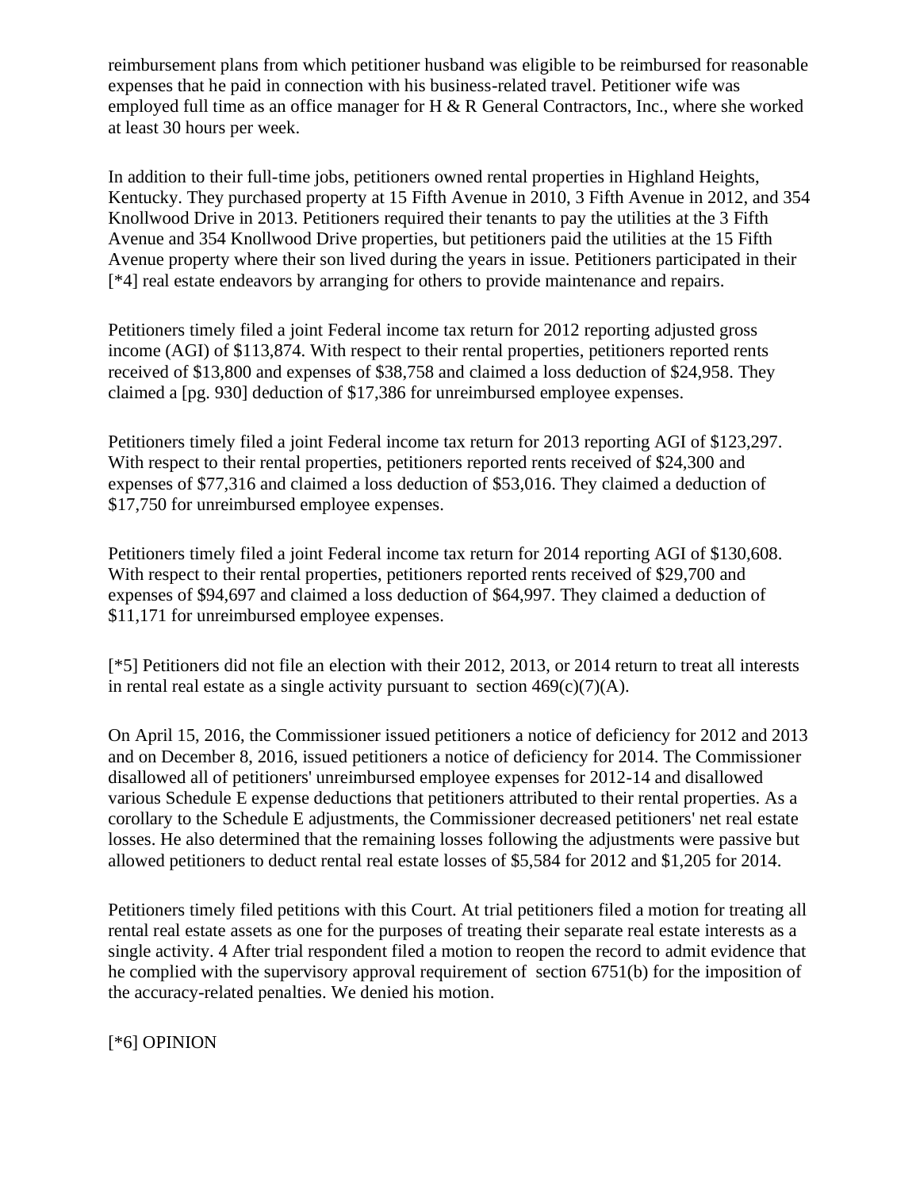reimbursement plans from which petitioner husband was eligible to be reimbursed for reasonable expenses that he paid in connection with his business-related travel. Petitioner wife was employed full time as an office manager for H & R General Contractors, Inc., where she worked at least 30 hours per week.

In addition to their full-time jobs, petitioners owned rental properties in Highland Heights, Kentucky. They purchased property at 15 Fifth Avenue in 2010, 3 Fifth Avenue in 2012, and 354 Knollwood Drive in 2013. Petitioners required their tenants to pay the utilities at the 3 Fifth Avenue and 354 Knollwood Drive properties, but petitioners paid the utilities at the 15 Fifth Avenue property where their son lived during the years in issue. Petitioners participated in their [*4] real estate endeavors by arranging for others to provide maintenance and repairs.

Petitioners timely filed a joint Federal income tax return for 2012 reporting adjusted gross income (AGI) of $113,874. With respect to their rental properties, petitioners reported rents received of $13,800 and expenses of $38,758 and claimed a loss deduction of $24,958. They claimed a [pg. 930] deduction of $17,386 for unreimbursed employee expenses.

Petitioners timely filed a joint Federal income tax return for 2013 reporting AGI of $123,297. With respect to their rental properties, petitioners reported rents received of $24,300 and expenses of $77,316 and claimed a loss deduction of $53,016. They claimed a deduction of $17,750 for unreimbursed employee expenses.

Petitioners timely filed a joint Federal income tax return for 2014 reporting AGI of $130,608. With respect to their rental properties, petitioners reported rents received of $29,700 and expenses of $94,697 and claimed a loss deduction of $64,997. They claimed a deduction of $11,171 for unreimbursed employee expenses.

[*5] Petitioners did not file an election with their 2012, 2013, or 2014 return to treat all interests in rental real estate as a single activity pursuant to section 469(c)(7)(A).

On April 15, 2016, the Commissioner issued petitioners a notice of deficiency for 2012 and 2013 and on December 8, 2016, issued petitioners a notice of deficiency for 2014. The Commissioner disallowed all of petitioners' unreimbursed employee expenses for 2012-14 and disallowed various Schedule E expense deductions that petitioners attributed to their rental properties. As a corollary to the Schedule E adjustments, the Commissioner decreased petitioners' net real estate losses. He also determined that the remaining losses following the adjustments were passive but allowed petitioners to deduct rental real estate losses of $5,584 for 2012 and $1,205 for 2014.

Petitioners timely filed petitions with this Court. At trial petitioners filed a motion for treating all rental real estate assets as one for the purposes of treating their separate real estate interests as a single activity. 4 After trial respondent filed a motion to reopen the record to admit evidence that he complied with the supervisory approval requirement of section 6751(b) for the imposition of the accuracy-related penalties. We denied his motion.

[*6] OPINION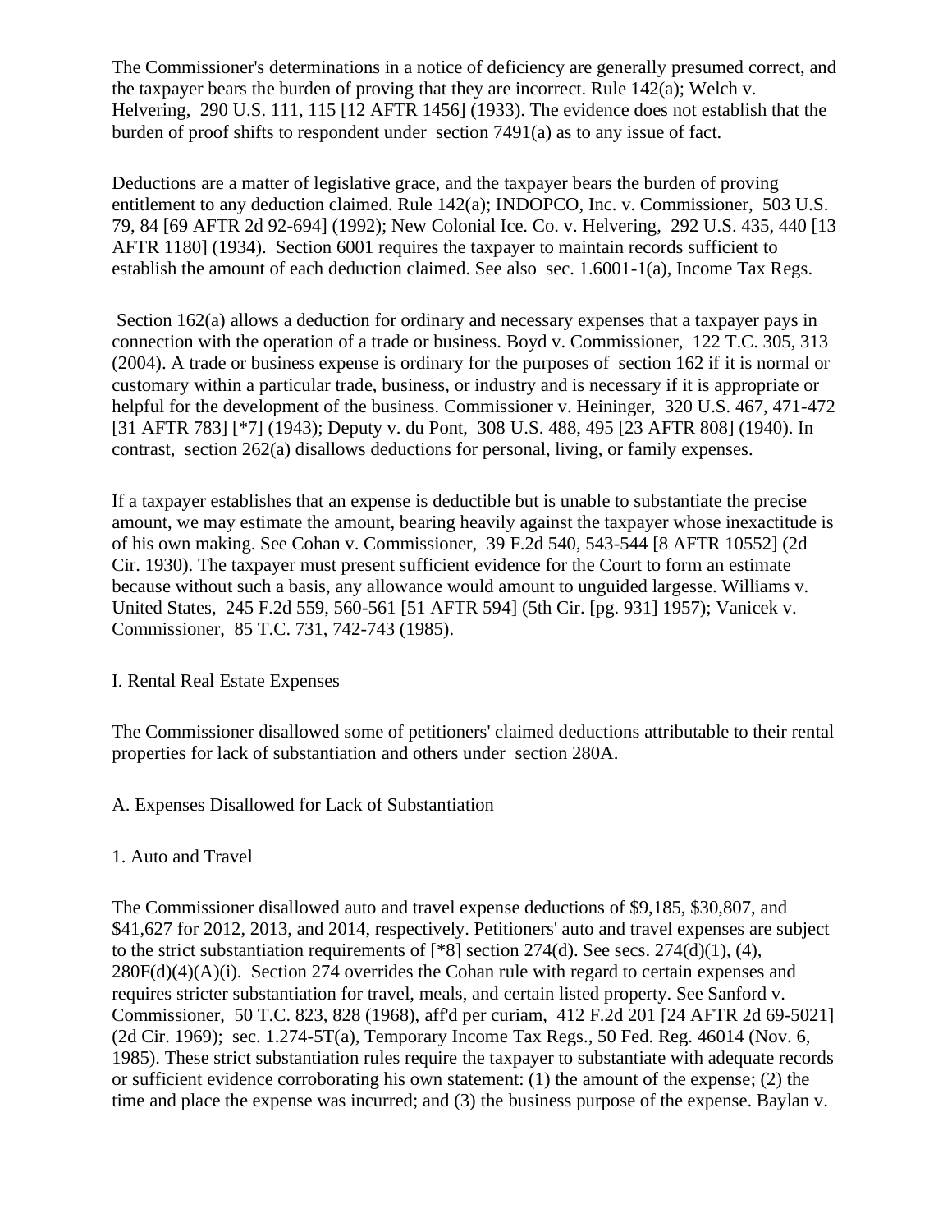The Commissioner's determinations in a notice of deficiency are generally presumed correct, and the taxpayer bears the burden of proving that they are incorrect. Rule 142(a); Welch v. Helvering, 290 U.S. 111, 115 [12 AFTR 1456] (1933). The evidence does not establish that the burden of proof shifts to respondent under section 7491(a) as to any issue of fact.

Deductions are a matter of legislative grace, and the taxpayer bears the burden of proving entitlement to any deduction claimed. Rule 142(a); INDOPCO, Inc. v. Commissioner, 503 U.S. 79, 84 [69 AFTR 2d 92-694] (1992); New Colonial Ice. Co. v. Helvering, 292 U.S. 435, 440 [13 AFTR 1180] (1934). Section 6001 requires the taxpayer to maintain records sufficient to establish the amount of each deduction claimed. See also sec. 1.6001-1(a), Income Tax Regs.

Section 162(a) allows a deduction for ordinary and necessary expenses that a taxpayer pays in connection with the operation of a trade or business. Boyd v. Commissioner, 122 T.C. 305, 313 (2004). A trade or business expense is ordinary for the purposes of section 162 if it is normal or customary within a particular trade, business, or industry and is necessary if it is appropriate or helpful for the development of the business. Commissioner v. Heininger, 320 U.S. 467, 471-472 [31 AFTR 783] [*7] (1943); Deputy v. du Pont, 308 U.S. 488, 495 [23 AFTR 808] (1940). In contrast, section 262(a) disallows deductions for personal, living, or family expenses.

If a taxpayer establishes that an expense is deductible but is unable to substantiate the precise amount, we may estimate the amount, bearing heavily against the taxpayer whose inexactitude is of his own making. See Cohan v. Commissioner, 39 F.2d 540, 543-544 [8 AFTR 10552] (2d Cir. 1930). The taxpayer must present sufficient evidence for the Court to form an estimate because without such a basis, any allowance would amount to unguided largesse. Williams v. United States, 245 F.2d 559, 560-561 [51 AFTR 594] (5th Cir. [pg. 931] 1957); Vanicek v. Commissioner, 85 T.C. 731, 742-743 (1985).

## I. Rental Real Estate Expenses

The Commissioner disallowed some of petitioners' claimed deductions attributable to their rental properties for lack of substantiation and others under section 280A.

### A. Expenses Disallowed for Lack of Substantiation

#### 1. Auto and Travel

The Commissioner disallowed auto and travel expense deductions of $9,185, $30,807, and $41,627 for 2012, 2013, and 2014, respectively. Petitioners' auto and travel expenses are subject to the strict substantiation requirements of [*8] section 274(d). See secs. 274(d)(1), (4), 280F(d)(4)(A)(i). Section 274 overrides the Cohan rule with regard to certain expenses and requires stricter substantiation for travel, meals, and certain listed property. See Sanford v. Commissioner, 50 T.C. 823, 828 (1968), aff'd per curiam, 412 F.2d 201 [24 AFTR 2d 69-5021] (2d Cir. 1969); sec. 1.274-5T(a), Temporary Income Tax Regs., 50 Fed. Reg. 46014 (Nov. 6, 1985). These strict substantiation rules require the taxpayer to substantiate with adequate records or sufficient evidence corroborating his own statement: (1) the amount of the expense; (2) the time and place the expense was incurred; and (3) the business purpose of the expense. Baylan v.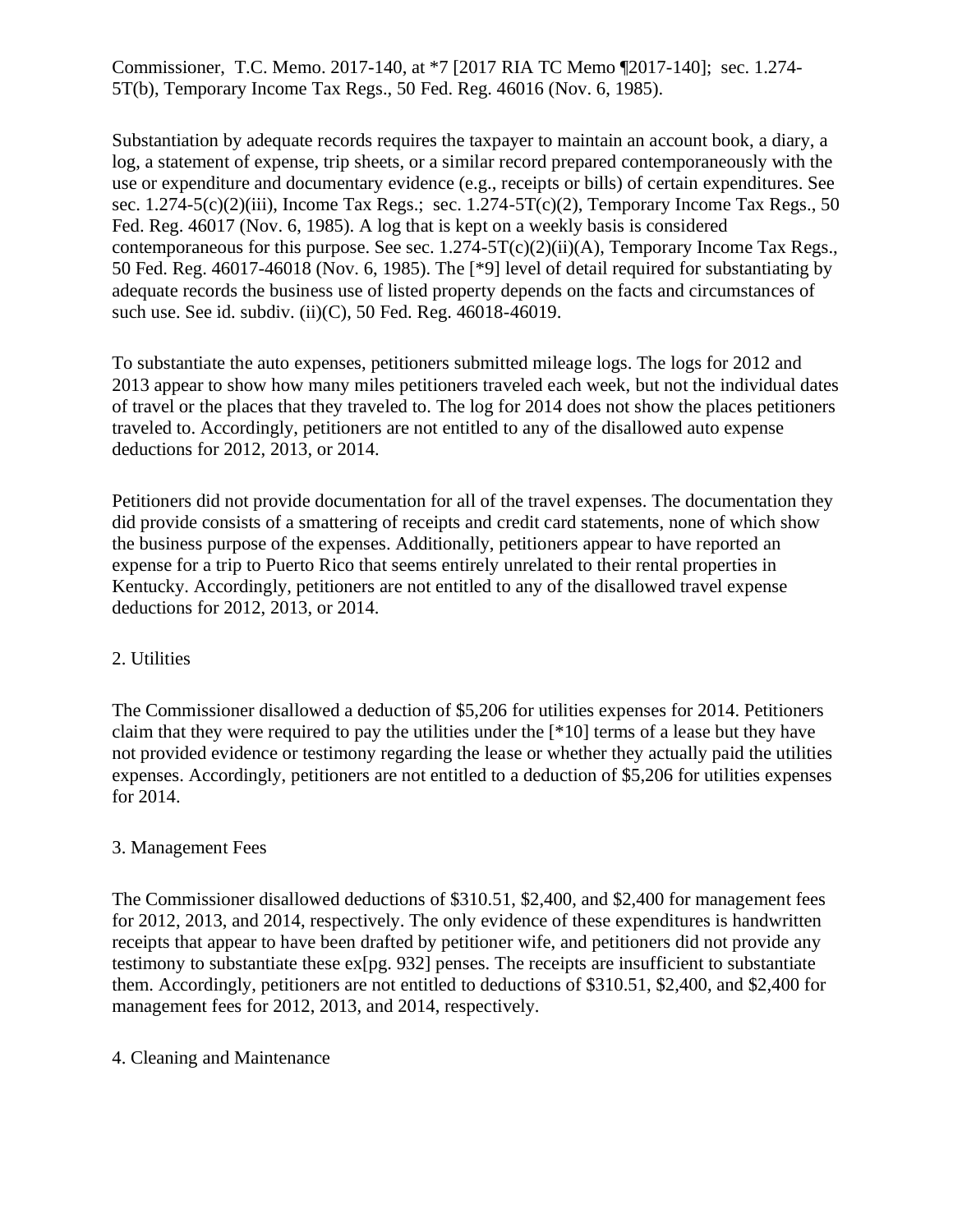Commissioner, T.C. Memo. 2017-140, at *7 [2017 RIA TC Memo ¶2017-140]; sec. 1.274-5T(b), Temporary Income Tax Regs., 50 Fed. Reg. 46016 (Nov. 6, 1985).

Substantiation by adequate records requires the taxpayer to maintain an account book, a diary, a log, a statement of expense, trip sheets, or a similar record prepared contemporaneously with the use or expenditure and documentary evidence (e.g., receipts or bills) of certain expenditures. See sec. 1.274-5(c)(2)(iii), Income Tax Regs.; sec. 1.274-5T(c)(2), Temporary Income Tax Regs., 50 Fed. Reg. 46017 (Nov. 6, 1985). A log that is kept on a weekly basis is considered contemporaneous for this purpose. See sec. 1.274-5T(c)(2)(ii)(A), Temporary Income Tax Regs., 50 Fed. Reg. 46017-46018 (Nov. 6, 1985). The [*9] level of detail required for substantiating by adequate records the business use of listed property depends on the facts and circumstances of such use. See id. subdiv. (ii)(C), 50 Fed. Reg. 46018-46019.

To substantiate the auto expenses, petitioners submitted mileage logs. The logs for 2012 and 2013 appear to show how many miles petitioners traveled each week, but not the individual dates of travel or the places that they traveled to. The log for 2014 does not show the places petitioners traveled to. Accordingly, petitioners are not entitled to any of the disallowed auto expense deductions for 2012, 2013, or 2014.

Petitioners did not provide documentation for all of the travel expenses. The documentation they did provide consists of a smattering of receipts and credit card statements, none of which show the business purpose of the expenses. Additionally, petitioners appear to have reported an expense for a trip to Puerto Rico that seems entirely unrelated to their rental properties in Kentucky. Accordingly, petitioners are not entitled to any of the disallowed travel expense deductions for 2012, 2013, or 2014.

2. Utilities

The Commissioner disallowed a deduction of $5,206 for utilities expenses for 2014. Petitioners claim that they were required to pay the utilities under the [*10] terms of a lease but they have not provided evidence or testimony regarding the lease or whether they actually paid the utilities expenses. Accordingly, petitioners are not entitled to a deduction of $5,206 for utilities expenses for 2014.

3. Management Fees

The Commissioner disallowed deductions of $310.51, $2,400, and $2,400 for management fees for 2012, 2013, and 2014, respectively. The only evidence of these expenditures is handwritten receipts that appear to have been drafted by petitioner wife, and petitioners did not provide any testimony to substantiate these ex[pg. 932] penses. The receipts are insufficient to substantiate them. Accordingly, petitioners are not entitled to deductions of $310.51, $2,400, and $2,400 for management fees for 2012, 2013, and 2014, respectively.

4. Cleaning and Maintenance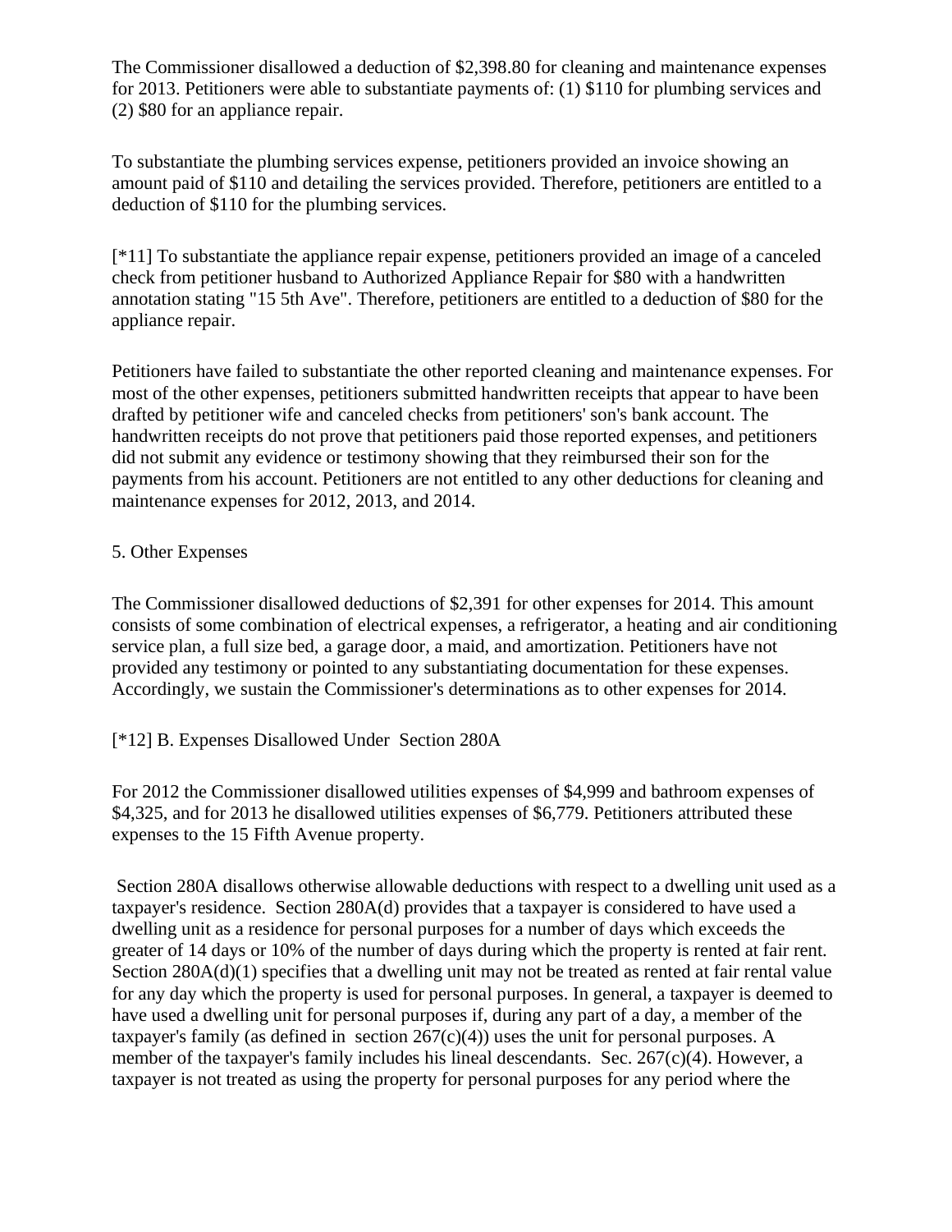The Commissioner disallowed a deduction of $2,398.80 for cleaning and maintenance expenses for 2013. Petitioners were able to substantiate payments of: (1) $110 for plumbing services and (2) $80 for an appliance repair.

To substantiate the plumbing services expense, petitioners provided an invoice showing an amount paid of $110 and detailing the services provided. Therefore, petitioners are entitled to a deduction of $110 for the plumbing services.

[*11] To substantiate the appliance repair expense, petitioners provided an image of a canceled check from petitioner husband to Authorized Appliance Repair for $80 with a handwritten annotation stating "15 5th Ave". Therefore, petitioners are entitled to a deduction of $80 for the appliance repair.

Petitioners have failed to substantiate the other reported cleaning and maintenance expenses. For most of the other expenses, petitioners submitted handwritten receipts that appear to have been drafted by petitioner wife and canceled checks from petitioners' son's bank account. The handwritten receipts do not prove that petitioners paid those reported expenses, and petitioners did not submit any evidence or testimony showing that they reimbursed their son for the payments from his account. Petitioners are not entitled to any other deductions for cleaning and maintenance expenses for 2012, 2013, and 2014.

5. Other Expenses

The Commissioner disallowed deductions of $2,391 for other expenses for 2014. This amount consists of some combination of electrical expenses, a refrigerator, a heating and air conditioning service plan, a full size bed, a garage door, a maid, and amortization. Petitioners have not provided any testimony or pointed to any substantiating documentation for these expenses. Accordingly, we sustain the Commissioner's determinations as to other expenses for 2014.

[*12] B. Expenses Disallowed Under Section 280A

For 2012 the Commissioner disallowed utilities expenses of $4,999 and bathroom expenses of $4,325, and for 2013 he disallowed utilities expenses of $6,779. Petitioners attributed these expenses to the 15 Fifth Avenue property.

Section 280A disallows otherwise allowable deductions with respect to a dwelling unit used as a taxpayer's residence. Section 280A(d) provides that a taxpayer is considered to have used a dwelling unit as a residence for personal purposes for a number of days which exceeds the greater of 14 days or 10% of the number of days during which the property is rented at fair rent. Section 280A(d)(1) specifies that a dwelling unit may not be treated as rented at fair rental value for any day which the property is used for personal purposes. In general, a taxpayer is deemed to have used a dwelling unit for personal purposes if, during any part of a day, a member of the taxpayer's family (as defined in section 267(c)(4)) uses the unit for personal purposes. A member of the taxpayer's family includes his lineal descendants. Sec. 267(c)(4). However, a taxpayer is not treated as using the property for personal purposes for any period where the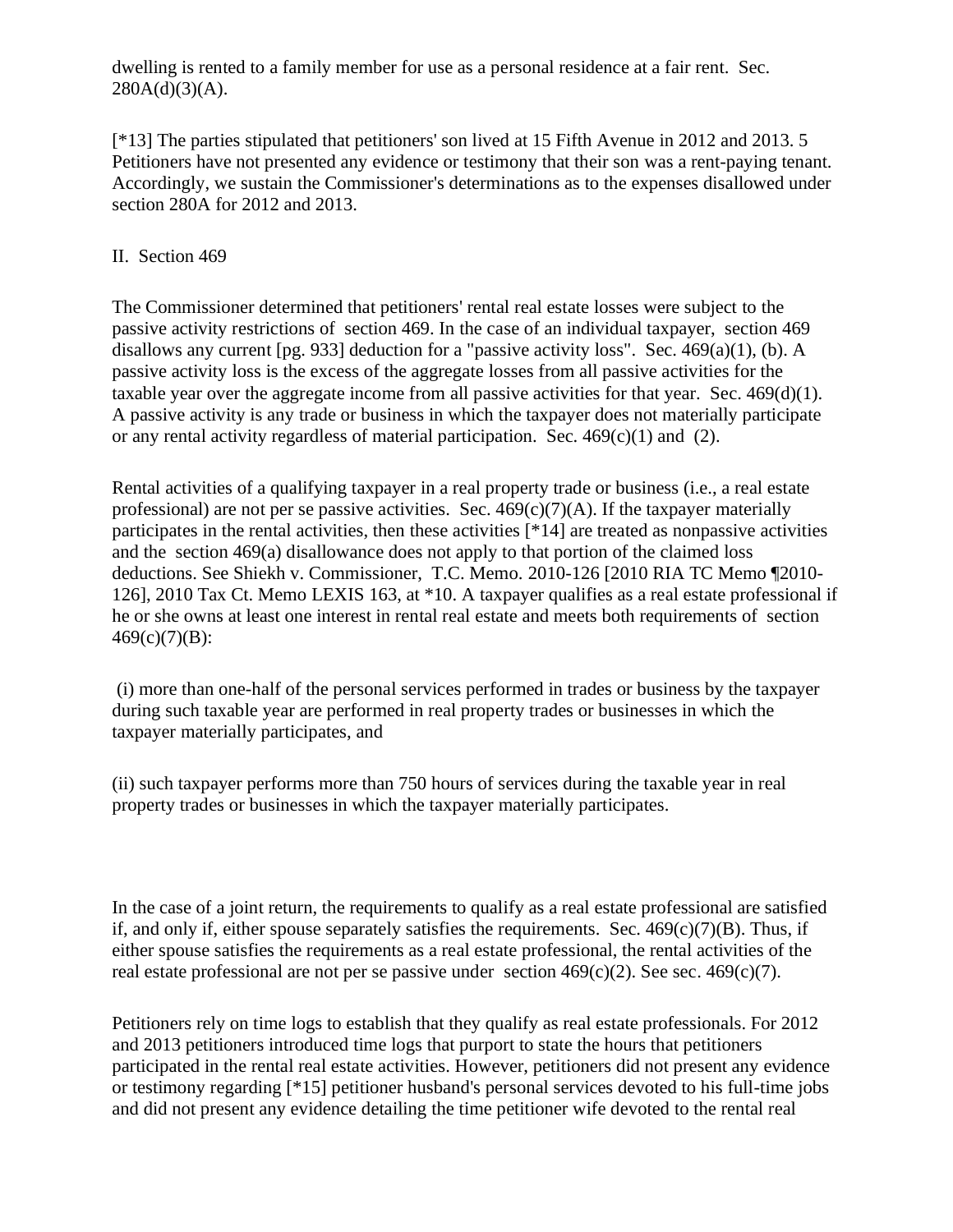dwelling is rented to a family member for use as a personal residence at a fair rent. Sec. 280A(d)(3)(A).

[*13] The parties stipulated that petitioners' son lived at 15 Fifth Avenue in 2012 and 2013. 5 Petitioners have not presented any evidence or testimony that their son was a rent-paying tenant. Accordingly, we sustain the Commissioner's determinations as to the expenses disallowed under section 280A for 2012 and 2013.

II. Section 469

The Commissioner determined that petitioners' rental real estate losses were subject to the passive activity restrictions of section 469. In the case of an individual taxpayer, section 469 disallows any current [pg. 933] deduction for a "passive activity loss". Sec. 469(a)(1), (b). A passive activity loss is the excess of the aggregate losses from all passive activities for the taxable year over the aggregate income from all passive activities for that year. Sec. 469(d)(1). A passive activity is any trade or business in which the taxpayer does not materially participate or any rental activity regardless of material participation. Sec. 469(c)(1) and (2).

Rental activities of a qualifying taxpayer in a real property trade or business (i.e., a real estate professional) are not per se passive activities. Sec. 469(c)(7)(A). If the taxpayer materially participates in the rental activities, then these activities [*14] are treated as nonpassive activities and the section 469(a) disallowance does not apply to that portion of the claimed loss deductions. See Shiekh v. Commissioner, T.C. Memo. 2010-126 [2010 RIA TC Memo ¶2010-126], 2010 Tax Ct. Memo LEXIS 163, at *10. A taxpayer qualifies as a real estate professional if he or she owns at least one interest in rental real estate and meets both requirements of section 469(c)(7)(B):

(i) more than one-half of the personal services performed in trades or business by the taxpayer during such taxable year are performed in real property trades or businesses in which the taxpayer materially participates, and

(ii) such taxpayer performs more than 750 hours of services during the taxable year in real property trades or businesses in which the taxpayer materially participates.

In the case of a joint return, the requirements to qualify as a real estate professional are satisfied if, and only if, either spouse separately satisfies the requirements. Sec. 469(c)(7)(B). Thus, if either spouse satisfies the requirements as a real estate professional, the rental activities of the real estate professional are not per se passive under section 469(c)(2). See sec. 469(c)(7).

Petitioners rely on time logs to establish that they qualify as real estate professionals. For 2012 and 2013 petitioners introduced time logs that purport to state the hours that petitioners participated in the rental real estate activities. However, petitioners did not present any evidence or testimony regarding [*15] petitioner husband's personal services devoted to his full-time jobs and did not present any evidence detailing the time petitioner wife devoted to the rental real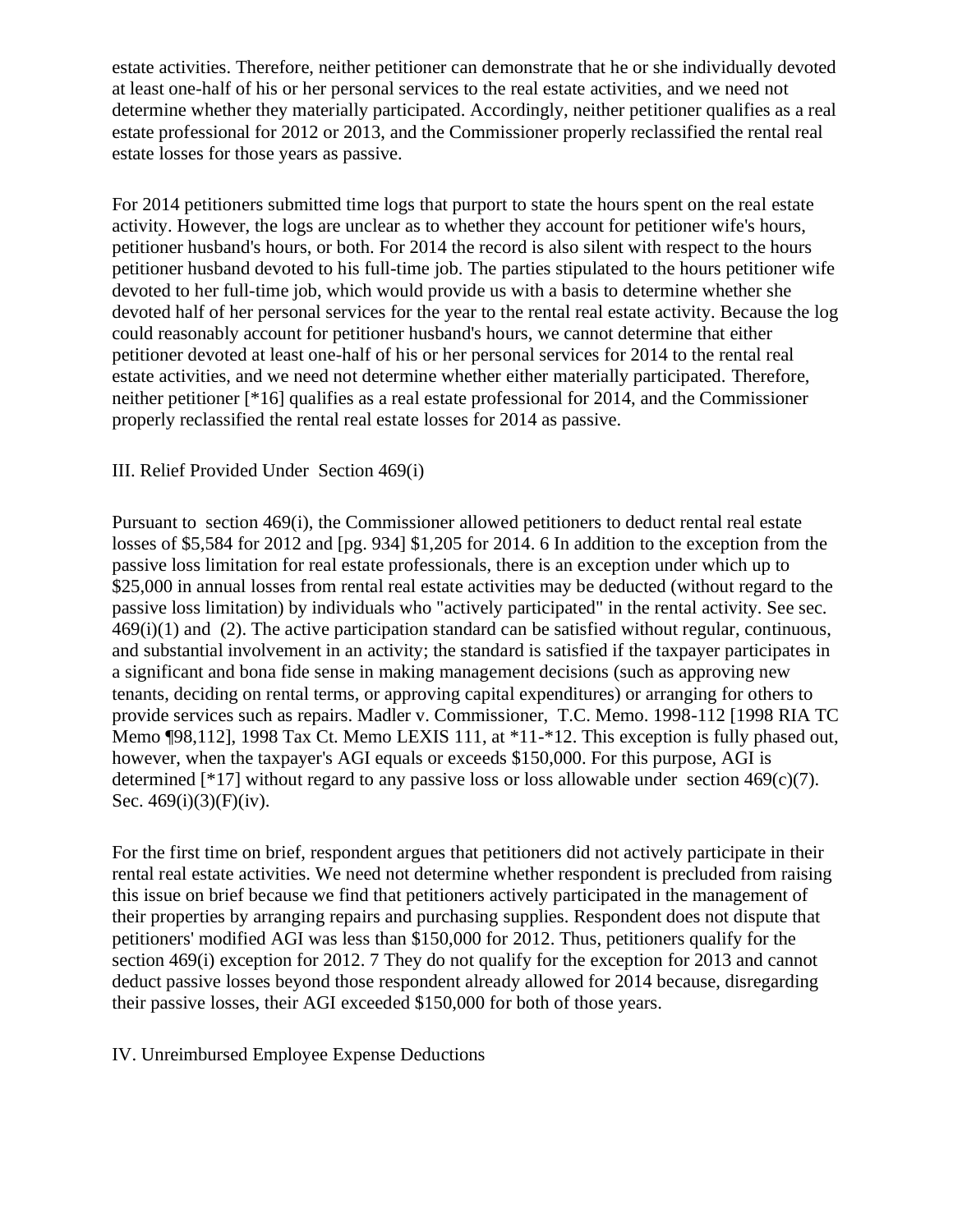estate activities. Therefore, neither petitioner can demonstrate that he or she individually devoted at least one-half of his or her personal services to the real estate activities, and we need not determine whether they materially participated. Accordingly, neither petitioner qualifies as a real estate professional for 2012 or 2013, and the Commissioner properly reclassified the rental real estate losses for those years as passive.

For 2014 petitioners submitted time logs that purport to state the hours spent on the real estate activity. However, the logs are unclear as to whether they account for petitioner wife's hours, petitioner husband's hours, or both. For 2014 the record is also silent with respect to the hours petitioner husband devoted to his full-time job. The parties stipulated to the hours petitioner wife devoted to her full-time job, which would provide us with a basis to determine whether she devoted half of her personal services for the year to the rental real estate activity. Because the log could reasonably account for petitioner husband's hours, we cannot determine that either petitioner devoted at least one-half of his or her personal services for 2014 to the rental real estate activities, and we need not determine whether either materially participated. Therefore, neither petitioner [*16] qualifies as a real estate professional for 2014, and the Commissioner properly reclassified the rental real estate losses for 2014 as passive.

## III. Relief Provided Under Section 469(i)

Pursuant to section 469(i), the Commissioner allowed petitioners to deduct rental real estate losses of $5,584 for 2012 and [pg. 934] $1,205 for 2014. 6 In addition to the exception from the passive loss limitation for real estate professionals, there is an exception under which up to $25,000 in annual losses from rental real estate activities may be deducted (without regard to the passive loss limitation) by individuals who "actively participated" in the rental activity. See sec. 469(i)(1) and (2). The active participation standard can be satisfied without regular, continuous, and substantial involvement in an activity; the standard is satisfied if the taxpayer participates in a significant and bona fide sense in making management decisions (such as approving new tenants, deciding on rental terms, or approving capital expenditures) or arranging for others to provide services such as repairs. Madler v. Commissioner, T.C. Memo. 1998-112 [1998 RIA TC Memo ¶98,112], 1998 Tax Ct. Memo LEXIS 111, at *11-*12. This exception is fully phased out, however, when the taxpayer's AGI equals or exceeds $150,000. For this purpose, AGI is determined [*17] without regard to any passive loss or loss allowable under section 469(c)(7). Sec. 469(i)(3)(F)(iv).

For the first time on brief, respondent argues that petitioners did not actively participate in their rental real estate activities. We need not determine whether respondent is precluded from raising this issue on brief because we find that petitioners actively participated in the management of their properties by arranging repairs and purchasing supplies. Respondent does not dispute that petitioners' modified AGI was less than $150,000 for 2012. Thus, petitioners qualify for the section 469(i) exception for 2012. 7 They do not qualify for the exception for 2013 and cannot deduct passive losses beyond those respondent already allowed for 2014 because, disregarding their passive losses, their AGI exceeded $150,000 for both of those years.

## IV. Unreimbursed Employee Expense Deductions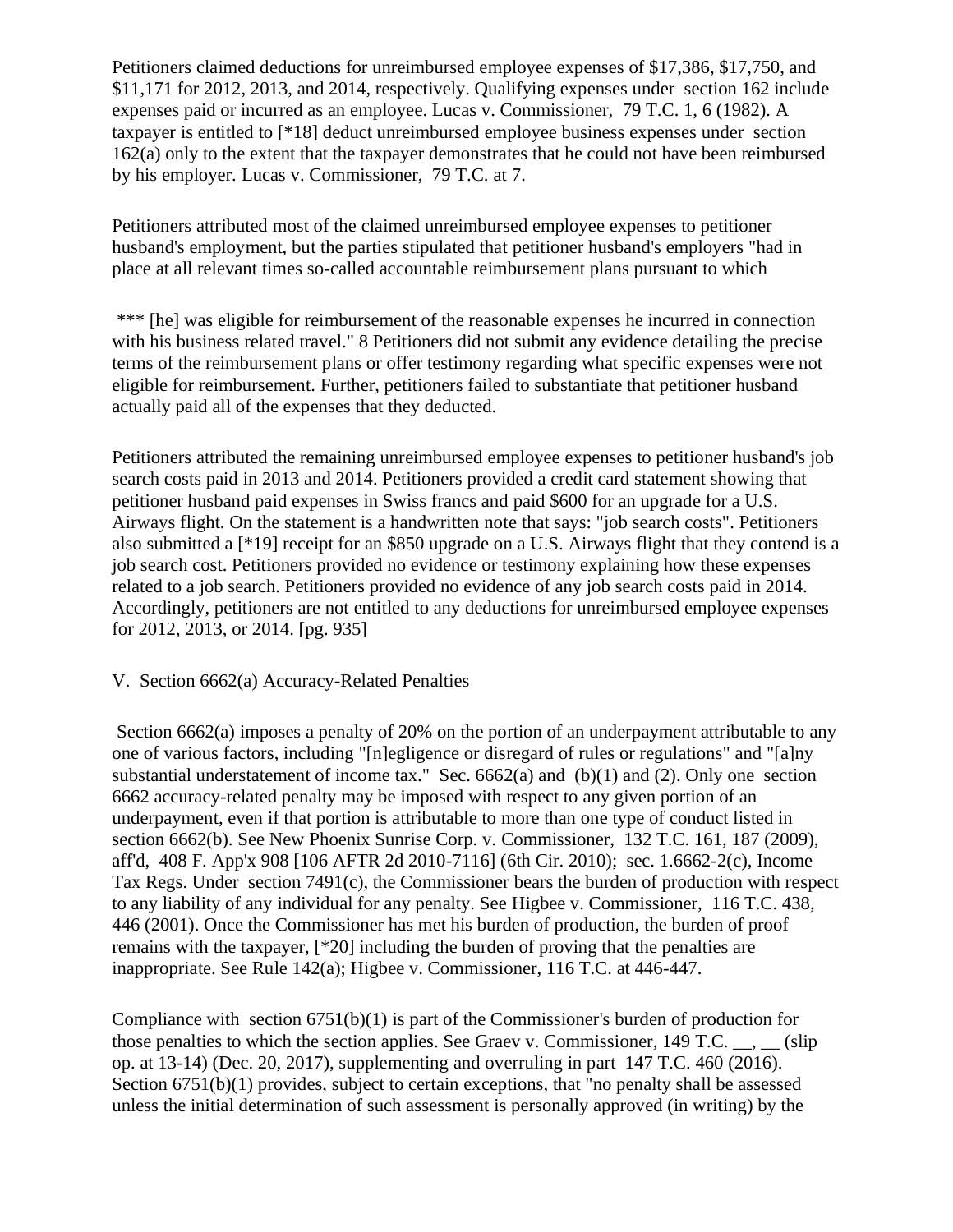Petitioners claimed deductions for unreimbursed employee expenses of $17,386, $17,750, and $11,171 for 2012, 2013, and 2014, respectively. Qualifying expenses under section 162 include expenses paid or incurred as an employee. Lucas v. Commissioner, 79 T.C. 1, 6 (1982). A taxpayer is entitled to [*18] deduct unreimbursed employee business expenses under section 162(a) only to the extent that the taxpayer demonstrates that he could not have been reimbursed by his employer. Lucas v. Commissioner, 79 T.C. at 7.

Petitioners attributed most of the claimed unreimbursed employee expenses to petitioner husband's employment, but the parties stipulated that petitioner husband's employers "had in place at all relevant times so-called accountable reimbursement plans pursuant to which

*** [he] was eligible for reimbursement of the reasonable expenses he incurred in connection with his business related travel." 8 Petitioners did not submit any evidence detailing the precise terms of the reimbursement plans or offer testimony regarding what specific expenses were not eligible for reimbursement. Further, petitioners failed to substantiate that petitioner husband actually paid all of the expenses that they deducted.

Petitioners attributed the remaining unreimbursed employee expenses to petitioner husband's job search costs paid in 2013 and 2014. Petitioners provided a credit card statement showing that petitioner husband paid expenses in Swiss francs and paid $600 for an upgrade for a U.S. Airways flight. On the statement is a handwritten note that says: "job search costs". Petitioners also submitted a [*19] receipt for an $850 upgrade on a U.S. Airways flight that they contend is a job search cost. Petitioners provided no evidence or testimony explaining how these expenses related to a job search. Petitioners provided no evidence of any job search costs paid in 2014. Accordingly, petitioners are not entitled to any deductions for unreimbursed employee expenses for 2012, 2013, or 2014. [pg. 935]

## V. Section 6662(a) Accuracy-Related Penalties

Section 6662(a) imposes a penalty of 20% on the portion of an underpayment attributable to any one of various factors, including "[n]egligence or disregard of rules or regulations" and "[a]ny substantial understatement of income tax." Sec. 6662(a) and (b)(1) and (2). Only one section 6662 accuracy-related penalty may be imposed with respect to any given portion of an underpayment, even if that portion is attributable to more than one type of conduct listed in section 6662(b). See New Phoenix Sunrise Corp. v. Commissioner, 132 T.C. 161, 187 (2009), aff'd, 408 F. App'x 908 [106 AFTR 2d 2010-7116] (6th Cir. 2010); sec. 1.6662-2(c), Income Tax Regs. Under section 7491(c), the Commissioner bears the burden of production with respect to any liability of any individual for any penalty. See Higbee v. Commissioner, 116 T.C. 438, 446 (2001). Once the Commissioner has met his burden of production, the burden of proof remains with the taxpayer, [*20] including the burden of proving that the penalties are inappropriate. See Rule 142(a); Higbee v. Commissioner, 116 T.C. at 446-447.

Compliance with section 6751(b)(1) is part of the Commissioner's burden of production for those penalties to which the section applies. See Graev v. Commissioner, 149 T.C. __, __ (slip op. at 13-14) (Dec. 20, 2017), supplementing and overruling in part 147 T.C. 460 (2016). Section 6751(b)(1) provides, subject to certain exceptions, that "no penalty shall be assessed unless the initial determination of such assessment is personally approved (in writing) by the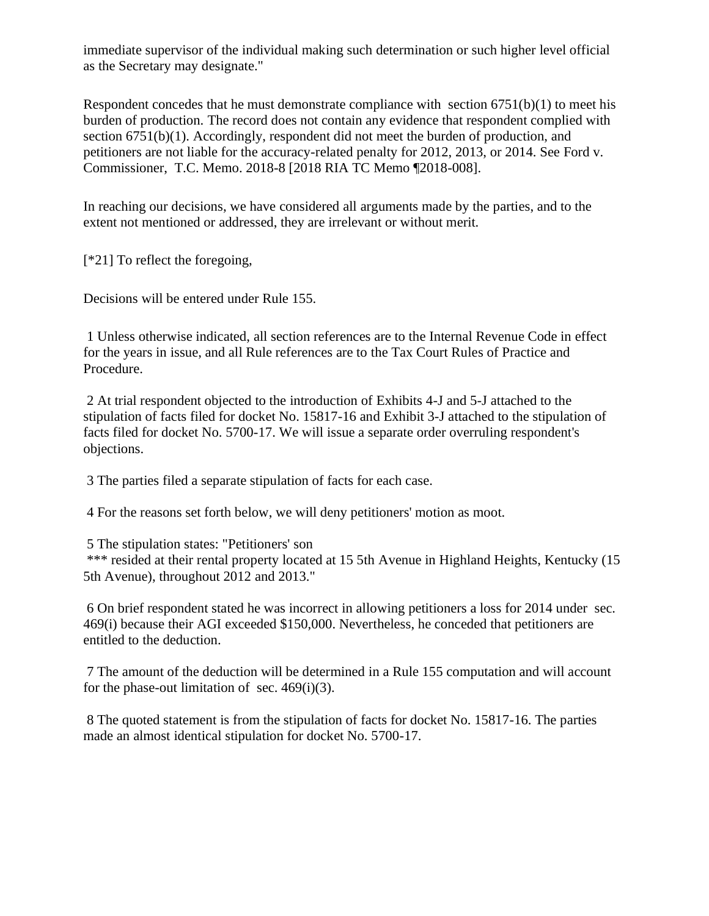immediate supervisor of the individual making such determination or such higher level official as the Secretary may designate."

Respondent concedes that he must demonstrate compliance with section 6751(b)(1) to meet his burden of production. The record does not contain any evidence that respondent complied with section 6751(b)(1). Accordingly, respondent did not meet the burden of production, and petitioners are not liable for the accuracy-related penalty for 2012, 2013, or 2014. See Ford v. Commissioner, T.C. Memo. 2018-8 [2018 RIA TC Memo ¶2018-008].

In reaching our decisions, we have considered all arguments made by the parties, and to the extent not mentioned or addressed, they are irrelevant or without merit.

[*21] To reflect the foregoing,

Decisions will be entered under Rule 155.

1 Unless otherwise indicated, all section references are to the Internal Revenue Code in effect for the years in issue, and all Rule references are to the Tax Court Rules of Practice and Procedure.

2 At trial respondent objected to the introduction of Exhibits 4-J and 5-J attached to the stipulation of facts filed for docket No. 15817-16 and Exhibit 3-J attached to the stipulation of facts filed for docket No. 5700-17. We will issue a separate order overruling respondent's objections.

3 The parties filed a separate stipulation of facts for each case.

4 For the reasons set forth below, we will deny petitioners' motion as moot.

5 The stipulation states: "Petitioners' son
*** resided at their rental property located at 15 5th Avenue in Highland Heights, Kentucky (15 5th Avenue), throughout 2012 and 2013."

6 On brief respondent stated he was incorrect in allowing petitioners a loss for 2014 under sec. 469(i) because their AGI exceeded $150,000. Nevertheless, he conceded that petitioners are entitled to the deduction.

7 The amount of the deduction will be determined in a Rule 155 computation and will account for the phase-out limitation of sec. 469(i)(3).

8 The quoted statement is from the stipulation of facts for docket No. 15817-16. The parties made an almost identical stipulation for docket No. 5700-17.